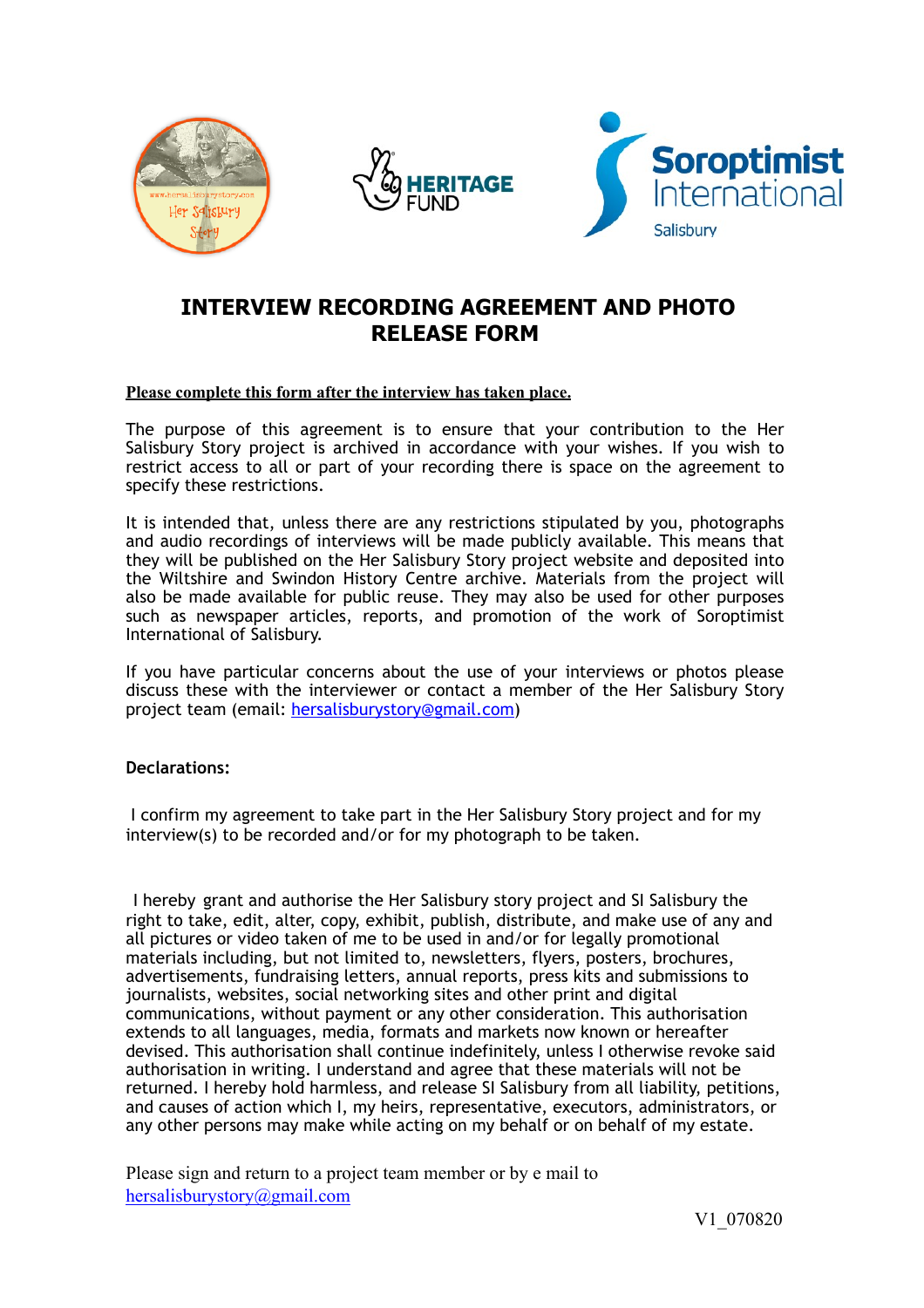# INTERVIEW RECORDING AGREEMENT AND PHOTO RELEASE FORM

**Please complete this form after the interview has taken place.**

The purpose of this agreement is to ensure that your contribution to the Her Salisbury Story project is archived in accordance with your wishes. If you wish to restrict access to all or part of your recording there is space on the agreement to specify these restrictions.

It is intended that, unless there are any restrictions stipulated by you, photographs and audio recordings of interviews will be made publicly available. This means that they will be published on the Her Salisbury Story project website and deposited into the Wiltshire and Swindon History Centre archive. Materials from the project will also be made available for public reuse. They may also be used for other purposes such as newspaper articles, reports, and promotion of the work of Soroptimist International of Salisbury.

If you have particular concerns about the use of your interviews or photos please discuss these with the interviewer or contact a member of the Her Salisbury Story project team (email: hersalisburystory@gmail.com)

**Declarations:**

I confirm my agreement to take part in the Her Salisbury Story project and for my interview(s) to be recorded and/or for my photograph to be taken.

I hereby grant and authorise the Her Salisbury story project and SI Salisbury the right to take, edit, alter, copy, exhibit, publish, distribute, and make use of any and all pictures or video taken of me to be used in and/or for legally promotional materials including, but not limited to, newsletters, flyers, posters, brochures, advertisements, fundraising letters, annual reports, press kits and submissions to journalists, websites, social networking sites and other print and digital communications, without payment or any other consideration. This authorisation extends to all languages, media, formats and markets now known or hereafter devised. This authorisation shall continue indefinitely, unless I otherwise revoke said authorisation in writing. I understand and agree that these materials will not be returned. I hereby hold harmless, and release SI Salisbury from all liability, petitions, and causes of action which I, my heirs, representative, executors, administrators, or any other persons may make while acting on my behalf or on behalf of my estate.

Please sign and return to a project team member or by e mail to hersalisburystory@gmail.com

V1_070820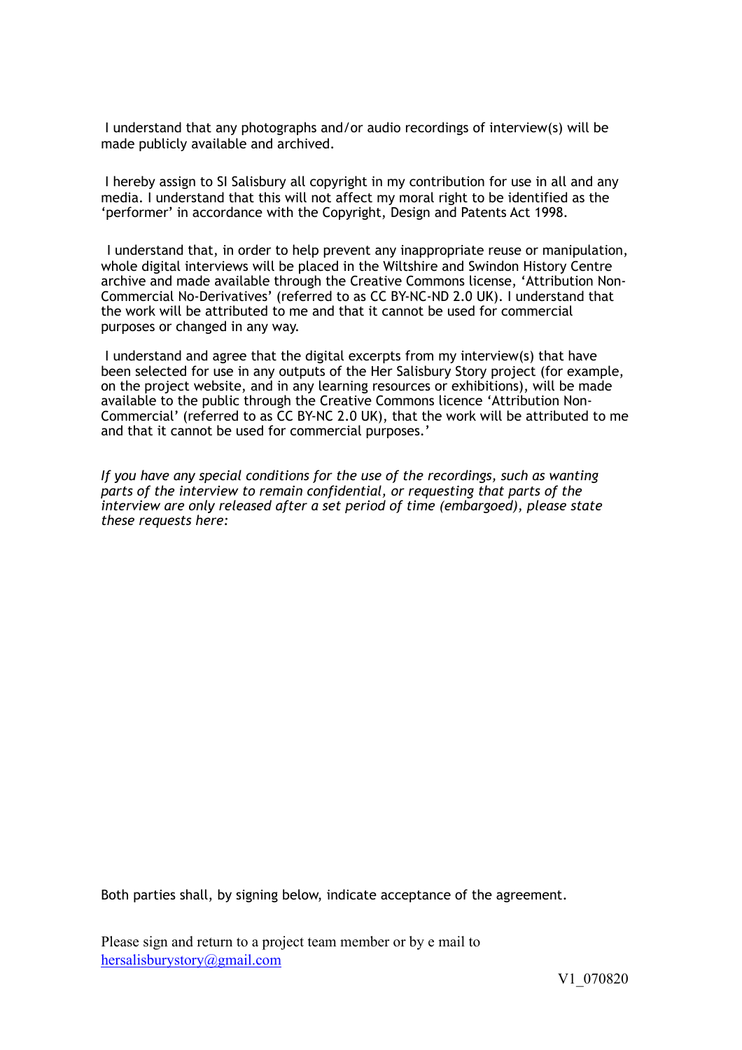I understand that any photographs and/or audio recordings of interview(s) will be made publicly available and archived.

I hereby assign to SI Salisbury all copyright in my contribution for use in all and any media. I understand that this will not affect my moral right to be identified as the 'performer' in accordance with the Copyright, Design and Patents Act 1998.

I understand that, in order to help prevent any inappropriate reuse or manipulation, whole digital interviews will be placed in the Wiltshire and Swindon History Centre archive and made available through the Creative Commons license, 'Attribution Non-Commercial No-Derivatives' (referred to as CC BY-NC-ND 2.0 UK). I understand that the work will be attributed to me and that it cannot be used for commercial purposes or changed in any way.

I understand and agree that the digital excerpts from my interview(s) that have been selected for use in any outputs of the Her Salisbury Story project (for example, on the project website, and in any learning resources or exhibitions), will be made available to the public through the Creative Commons licence 'Attribution Non-Commercial' (referred to as CC BY-NC 2.0 UK), that the work will be attributed to me and that it cannot be used for commercial purposes.'

*If you have any special conditions for the use of the recordings, such as wanting parts of the interview to remain confidential, or requesting that parts of the interview are only released after a set period of time (embargoed), please state these requests here:*

Both parties shall, by signing below, indicate acceptance of the agreement.

Please sign and return to a project team member or by e mail to [hersalisburystory@gmail.com](mailto:hersalisburystory@gmail.com)

V1_070820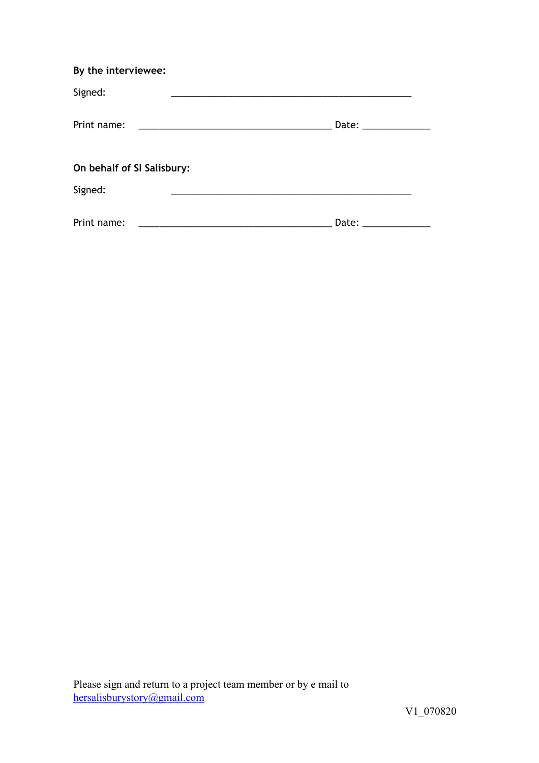**By the interviewee:**

Signed: _______________________________________________

Print name: ______________________________________ Date: _____________

**On behalf of SI Salisbury:**

Signed: _______________________________________________

Print name: ______________________________________ Date: _____________

Please sign and return to a project team member or by e mail to hersalisburystory@gmail.com

V1_070820